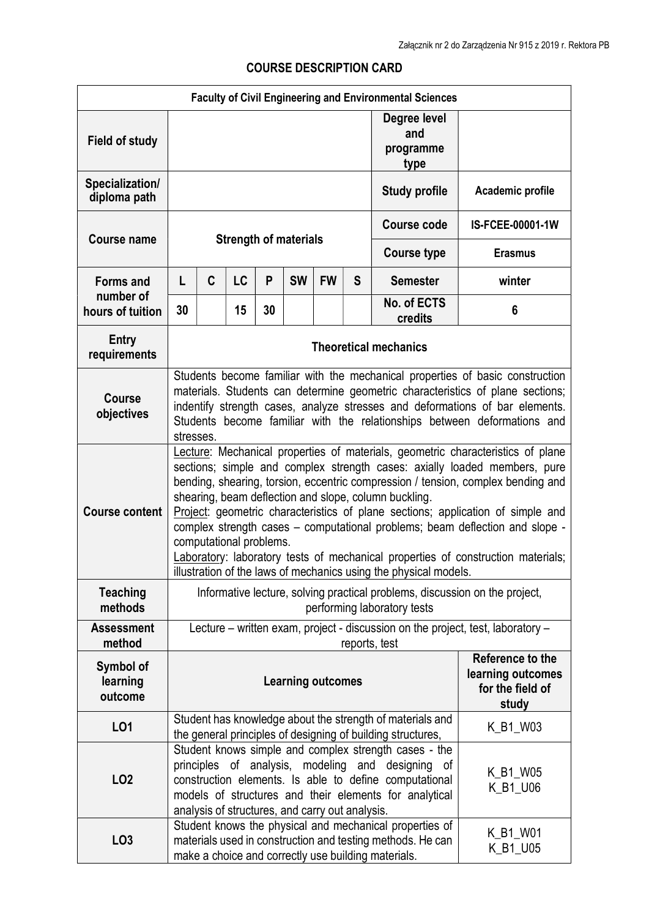Załącznik nr 2 do Zarządzenia Nr 915 z 2019 r. Rektora PB

## COURSE DESCRIPTION CARD

| **Faculty of Civil Engineering and Environmental Sciences** | | | | | | | | | |
|---|---|---|---|---|---|---|---|---|---|
| **Field of study** | | | | | | | | **Degree level and programme type** | |
| **Specialization/ diploma path** | | | | | | | | **Study profile** | **Academic profile** |
| **Course name** | **Strength of materials** | | | | | | | **Course code** | **IS-FCEE-00001-1W** |
| | | | | | | | | **Course type** | **Erasmus** |
| **Forms and number of hours of tuition** | **L** | **C** | **LC** | **P** | **SW** | **FW** | **S** | **Semester** | **winter** |
| | **30** | | **15** | **30** | | | | **No. of ECTS credits** | **6** |
| **Entry requirements** | **Theoretical mechanics** | | | | | | | | |
| **Course objectives** | Students become familiar with the mechanical properties of basic construction materials. Students can determine geometric characteristics of plane sections; indentify strength cases, analyze stresses and deformations of bar elements. Students become familiar with the relationships between deformations and stresses. | | | | | | | | |
| **Course content** | Lecture: Mechanical properties of materials, geometric characteristics of plane sections; simple and complex strength cases: axially loaded members, pure bending, shearing, torsion, eccentric compression / tension, complex bending and shearing, beam deflection and slope, column buckling. Project: geometric characteristics of plane sections; application of simple and complex strength cases – computational problems; beam deflection and slope - computational problems. Laboratory: laboratory tests of mechanical properties of construction materials; illustration of the laws of mechanics using the physical models. | | | | | | | | |
| **Teaching methods** | Informative lecture, solving practical problems, discussion on the project, performing laboratory tests | | | | | | | | |
| **Assessment method** | Lecture – written exam, project - discussion on the project, test, laboratory – reports, test | | | | | | | | |
| **Symbol of learning outcome** | **Learning outcomes** | | | | | | | | **Reference to the learning outcomes for the field of study** |
| **LO1** | Student has knowledge about the strength of materials and the general principles of designing of building structures, | | | | | | | | K_B1_W03 |
| **LO2** | Student knows simple and complex strength cases - the principles of analysis, modeling and designing of construction elements. Is able to define computational models of structures and their elements for analytical analysis of structures, and carry out analysis. | | | | | | | | K_B1_W05 K_B1_U06 |
| **LO3** | Student knows the physical and mechanical properties of materials used in construction and testing methods. He can make a choice and correctly use building materials. | | | | | | | | K_B1_W01 K_B1_U05 |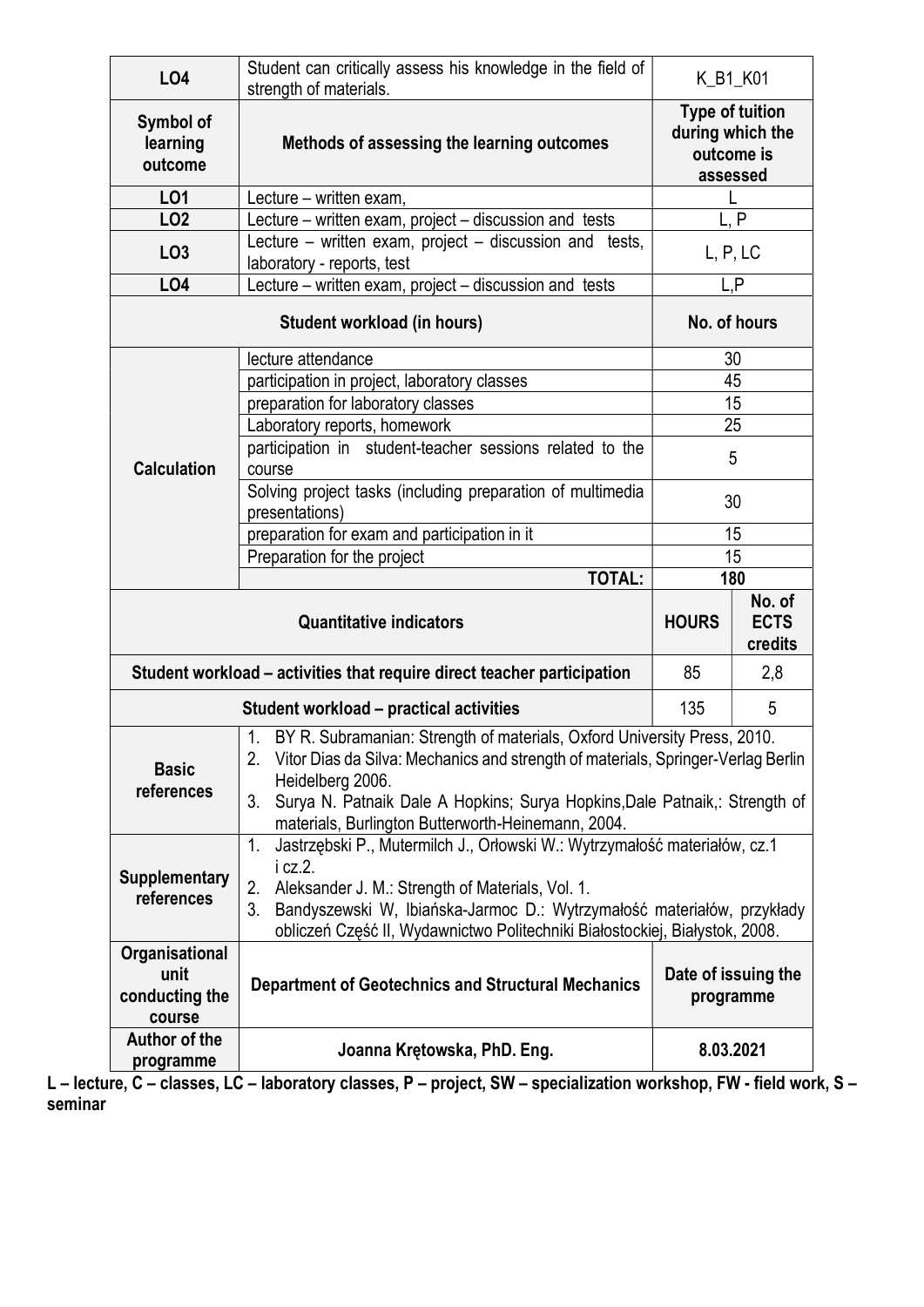| | | | |
|---|---|---|---|
| **LO4** | Student can critically assess his knowledge in the field of strength of materials. | K_B1_K01 | |
| **Symbol of learning outcome** | **Methods of assessing the learning outcomes** | **Type of tuition during which the outcome is assessed** | |
| **LO1** | Lecture – written exam, | L | |
| **LO2** | Lecture – written exam, project – discussion and tests | L, P | |
| **LO3** | Lecture – written exam, project – discussion and tests, laboratory - reports, test | L, P, LC | |
| **LO4** | Lecture – written exam, project – discussion and tests | L,P | |
| **Student workload (in hours)** | | **No. of hours** | |
| **Calculation** | lecture attendance | 30 | |
| | participation in project, laboratory classes | 45 | |
| | preparation for laboratory classes | 15 | |
| | Laboratory reports, homework | 25 | |
| | participation in student-teacher sessions related to the course | 5 | |
| | Solving project tasks (including preparation of multimedia presentations) | 30 | |
| | preparation for exam and participation in it | 15 | |
| | Preparation for the project | 15 | |
| | **TOTAL:** | **180** | |
| **Quantitative indicators** | | **HOURS** | **No. of ECTS credits** |
| **Student workload – activities that require direct teacher participation** | | 85 | 2,8 |
| **Student workload – practical activities** | | 135 | 5 |
| **Basic references** | 1. BY R. Subramanian: Strength of materials, Oxford University Press, 2010. 2. Vitor Dias da Silva: Mechanics and strength of materials, Springer-Verlag Berlin Heidelberg 2006. 3. Surya N. Patnaik Dale A Hopkins; Surya Hopkins,Dale Patnaik,: Strength of materials, Burlington Butterworth-Heinemann, 2004. | | |
| **Supplementary references** | 1. Jastrzębski P., Mutermilch J., Orłowski W.: Wytrzymałość materiałów, cz.1 i cz.2. 2. Aleksander J. M.: Strength of Materials, Vol. 1. 3. Bandyszewski W, Ibiańska-Jarmoc D.: Wytrzymałość materiałów, przykłady obliczeń Część II, Wydawnictwo Politechniki Białostockiej, Białystok, 2008. | | |
| **Organisational unit conducting the course** | **Department of Geotechnics and Structural Mechanics** | **Date of issuing the programme** | |
| **Author of the programme** | **Joanna Krętowska, PhD. Eng.** | **8.03.2021** | |

**L – lecture, C – classes, LC – laboratory classes, P – project, SW – specialization workshop, FW - field work, S – seminar**